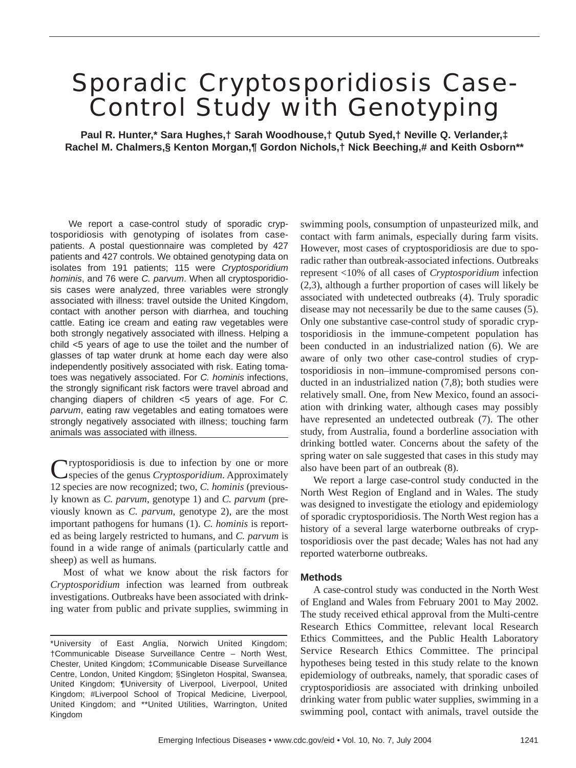# Sporadic Cryptosporidiosis Case-Control Study with Genotyping

**Paul R. Hunter,\* Sara Hughes,† Sarah Woodhouse,† Qutub Syed,† Neville Q. Verlander,‡ Rachel M. Chalmers,§ Kenton Morgan,¶ Gordon Nichols,† Nick Beeching,# and Keith Osborn\*\***

We report a case-control study of sporadic cryptosporidiosis with genotyping of isolates from case-patients. A postal questionnaire was completed by 427 patients and 427 controls. We obtained genotyping data on isolates from 191 patients; 115 were *Cryptosporidium hominis*, and 76 were *C. parvum*. When all cryptosporidiosis cases were analyzed, three variables were strongly associated with illness: travel outside the United Kingdom, contact with another person with diarrhea, and touching cattle. Eating ice cream and eating raw vegetables were both strongly negatively associated with illness. Helping a child <5 years of age to use the toilet and the number of glasses of tap water drunk at home each day were also independently positively associated with risk. Eating tomatoes was negatively associated. For *C. hominis* infections, the strongly significant risk factors were travel abroad and changing diapers of children <5 years of age. For *C. parvum*, eating raw vegetables and eating tomatoes were strongly negatively associated with illness; touching farm animals was associated with illness.

Cryptosporidiosis is due to infection by one or more species of the genus *Cryptosporidium*. Approximately 12 species are now recognized; two, *C. hominis* (previously known as *C. parvum*, genotype 1) and *C. parvum* (previously known as *C. parvum*, genotype 2), are the most important pathogens for humans (1). *C. hominis* is reported as being largely restricted to humans, and *C. parvum* is found in a wide range of animals (particularly cattle and sheep) as well as humans.

Most of what we know about the risk factors for *Cryptosporidium* infection was learned from outbreak investigations. Outbreaks have been associated with drinking water from public and private supplies, swimming in swimming pools, consumption of unpasteurized milk, and contact with farm animals, especially during farm visits. However, most cases of cryptosporidiosis are due to sporadic rather than outbreak-associated infections. Outbreaks represent <10% of all cases of *Cryptosporidium* infection (2,3), although a further proportion of cases will likely be associated with undetected outbreaks (4). Truly sporadic disease may not necessarily be due to the same causes (5). Only one substantive case-control study of sporadic cryptosporidiosis in the immune-competent population has been conducted in an industrialized nation (6). We are aware of only two other case-control studies of cryptosporidiosis in non–immune-compromised persons conducted in an industrialized nation (7,8); both studies were relatively small. One, from New Mexico, found an association with drinking water, although cases may possibly have represented an undetected outbreak (7). The other study, from Australia, found a borderline association with drinking bottled water. Concerns about the safety of the spring water on sale suggested that cases in this study may also have been part of an outbreak (8).

We report a large case-control study conducted in the North West Region of England and in Wales. The study was designed to investigate the etiology and epidemiology of sporadic cryptosporidiosis. The North West region has a history of a several large waterborne outbreaks of cryptosporidiosis over the past decade; Wales has not had any reported waterborne outbreaks.

## Methods

A case-control study was conducted in the North West of England and Wales from February 2001 to May 2002. The study received ethical approval from the Multi-centre Research Ethics Committee, relevant local Research Ethics Committees, and the Public Health Laboratory Service Research Ethics Committee. The principal hypotheses being tested in this study relate to the known epidemiology of outbreaks, namely, that sporadic cases of cryptosporidiosis are associated with drinking unboiled drinking water from public water supplies, swimming in a swimming pool, contact with animals, travel outside the

\*University of East Anglia, Norwich United Kingdom; †Communicable Disease Surveillance Centre – North West, Chester, United Kingdom; ‡Communicable Disease Surveillance Centre, London, United Kingdom; §Singleton Hospital, Swansea, United Kingdom; ¶University of Liverpool, Liverpool, United Kingdom; #Liverpool School of Tropical Medicine, Liverpool, United Kingdom; and \*\*United Utilities, Warrington, United Kingdom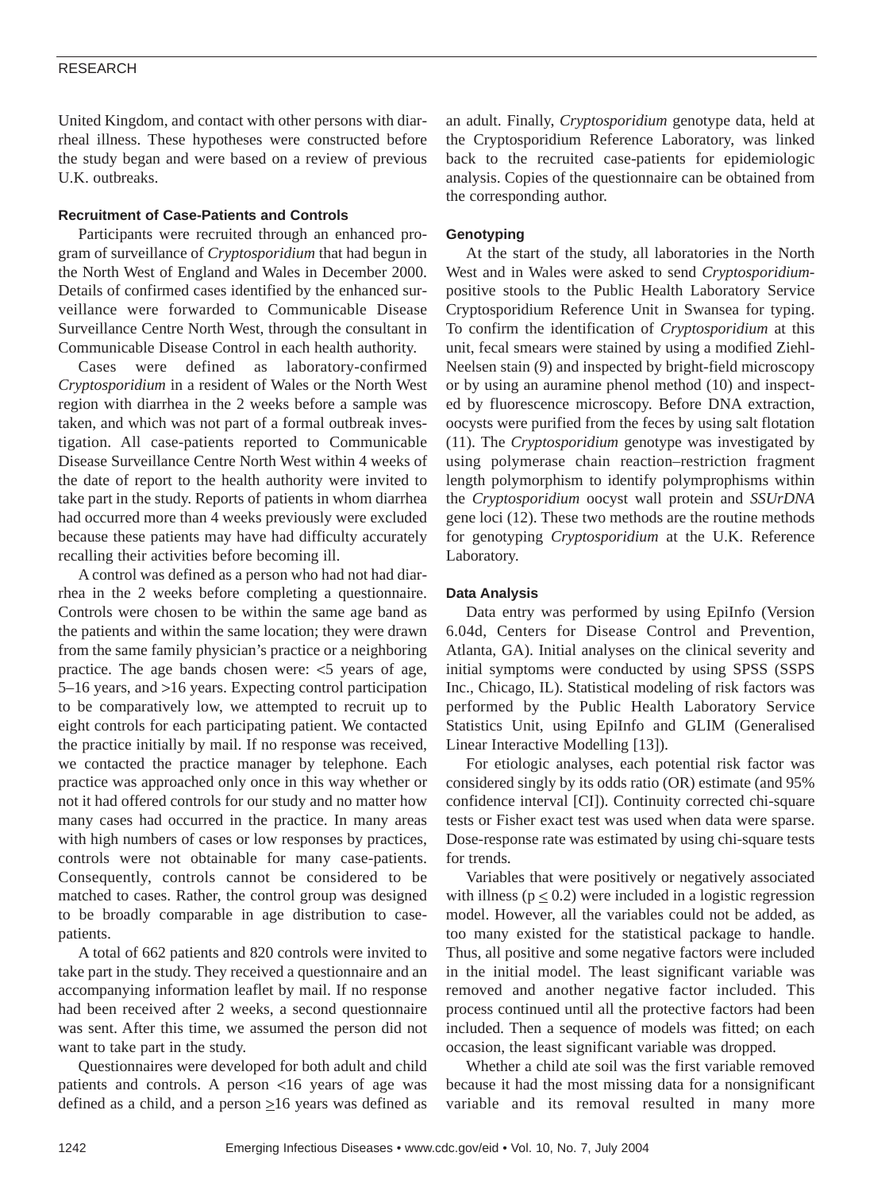United Kingdom, and contact with other persons with diarrheal illness. These hypotheses were constructed before the study began and were based on a review of previous U.K. outbreaks.

### Recruitment of Case-Patients and Controls

Participants were recruited through an enhanced program of surveillance of *Cryptosporidium* that had begun in the North West of England and Wales in December 2000. Details of confirmed cases identified by the enhanced surveillance were forwarded to Communicable Disease Surveillance Centre North West, through the consultant in Communicable Disease Control in each health authority.

Cases were defined as laboratory-confirmed *Cryptosporidium* in a resident of Wales or the North West region with diarrhea in the 2 weeks before a sample was taken, and which was not part of a formal outbreak investigation. All case-patients reported to Communicable Disease Surveillance Centre North West within 4 weeks of the date of report to the health authority were invited to take part in the study. Reports of patients in whom diarrhea had occurred more than 4 weeks previously were excluded because these patients may have had difficulty accurately recalling their activities before becoming ill.

A control was defined as a person who had not had diarrhea in the 2 weeks before completing a questionnaire. Controls were chosen to be within the same age band as the patients and within the same location; they were drawn from the same family physician's practice or a neighboring practice. The age bands chosen were: <5 years of age, 5–16 years, and >16 years. Expecting control participation to be comparatively low, we attempted to recruit up to eight controls for each participating patient. We contacted the practice initially by mail. If no response was received, we contacted the practice manager by telephone. Each practice was approached only once in this way whether or not it had offered controls for our study and no matter how many cases had occurred in the practice. In many areas with high numbers of cases or low responses by practices, controls were not obtainable for many case-patients. Consequently, controls cannot be considered to be matched to cases. Rather, the control group was designed to be broadly comparable in age distribution to case-patients.

A total of 662 patients and 820 controls were invited to take part in the study. They received a questionnaire and an accompanying information leaflet by mail. If no response had been received after 2 weeks, a second questionnaire was sent. After this time, we assumed the person did not want to take part in the study.

Questionnaires were developed for both adult and child patients and controls. A person <16 years of age was defined as a child, and a person $\geq$16 years was defined as an adult. Finally, *Cryptosporidium* genotype data, held at the Cryptosporidium Reference Laboratory, was linked back to the recruited case-patients for epidemiologic analysis. Copies of the questionnaire can be obtained from the corresponding author.

### Genotyping

At the start of the study, all laboratories in the North West and in Wales were asked to send *Cryptosporidium*-positive stools to the Public Health Laboratory Service Cryptosporidium Reference Unit in Swansea for typing. To confirm the identification of *Cryptosporidium* at this unit, fecal smears were stained by using a modified Ziehl-Neelsen stain (9) and inspected by bright-field microscopy or by using an auramine phenol method (10) and inspected by fluorescence microscopy. Before DNA extraction, oocysts were purified from the feces by using salt flotation (11). The *Cryptosporidium* genotype was investigated by using polymerase chain reaction–restriction fragment length polymorphism to identify polymprophisms within the *Cryptosporidium* oocyst wall protein and *SSUrDNA* gene loci (12). These two methods are the routine methods for genotyping *Cryptosporidium* at the U.K. Reference Laboratory.

### Data Analysis

Data entry was performed by using EpiInfo (Version 6.04d, Centers for Disease Control and Prevention, Atlanta, GA). Initial analyses on the clinical severity and initial symptoms were conducted by using SPSS (SSPS Inc., Chicago, IL). Statistical modeling of risk factors was performed by the Public Health Laboratory Service Statistics Unit, using EpiInfo and GLIM (Generalised Linear Interactive Modelling [13]).

For etiologic analyses, each potential risk factor was considered singly by its odds ratio (OR) estimate (and 95% confidence interval [CI]). Continuity corrected chi-square tests or Fisher exact test was used when data were sparse. Dose-response rate was estimated by using chi-square tests for trends.

Variables that were positively or negatively associated with illness ($p \leq 0.2$) were included in a logistic regression model. However, all the variables could not be added, as too many existed for the statistical package to handle. Thus, all positive and some negative factors were included in the initial model. The least significant variable was removed and another negative factor included. This process continued until all the protective factors had been included. Then a sequence of models was fitted; on each occasion, the least significant variable was dropped.

Whether a child ate soil was the first variable removed because it had the most missing data for a nonsignificant variable and its removal resulted in many more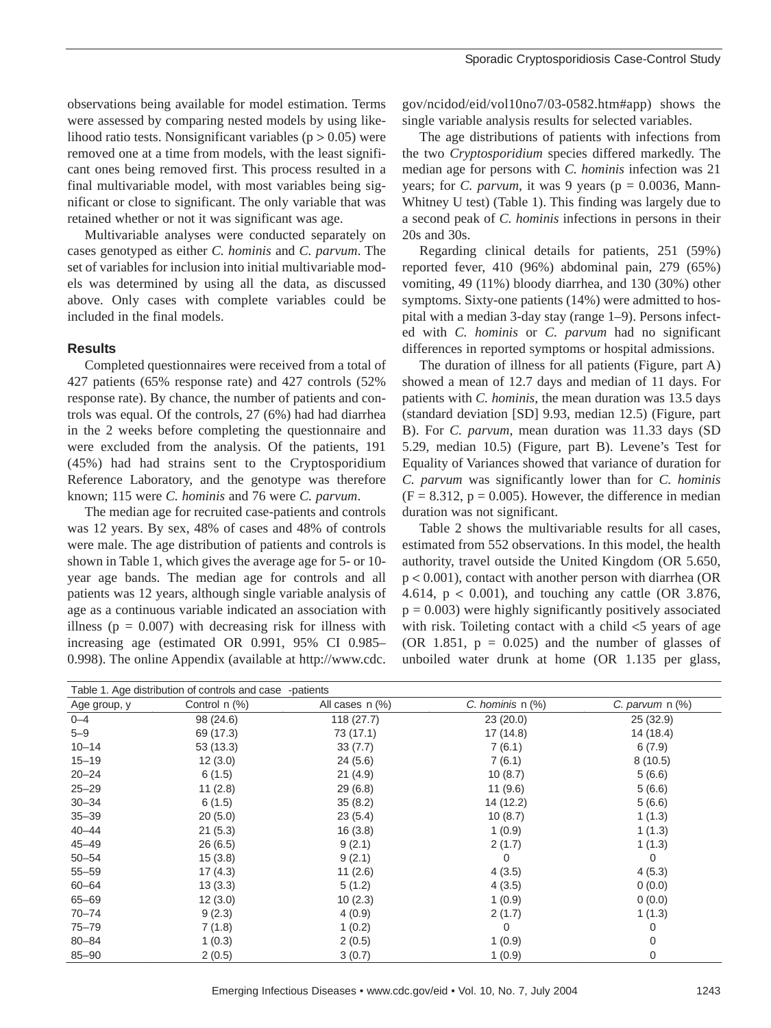observations being available for model estimation. Terms were assessed by comparing nested models by using likelihood ratio tests. Nonsignificant variables ($p > 0.05$) were removed one at a time from models, with the least significant ones being removed first. This process resulted in a final multivariable model, with most variables being significant or close to significant. The only variable that was retained whether or not it was significant was age.

Multivariable analyses were conducted separately on cases genotyped as either *C. hominis* and *C. parvum*. The set of variables for inclusion into initial multivariable models was determined by using all the data, as discussed above. Only cases with complete variables could be included in the final models.

### Results

Completed questionnaires were received from a total of 427 patients (65% response rate) and 427 controls (52% response rate). By chance, the number of patients and controls was equal. Of the controls, 27 (6%) had had diarrhea in the 2 weeks before completing the questionnaire and were excluded from the analysis. Of the patients, 191 (45%) had had strains sent to the Cryptosporidium Reference Laboratory, and the genotype was therefore known; 115 were *C. hominis* and 76 were *C. parvum*.

The median age for recruited case-patients and controls was 12 years. By sex, 48% of cases and 48% of controls were male. The age distribution of patients and controls is shown in Table 1, which gives the average age for 5- or 10-year age bands. The median age for controls and all patients was 12 years, although single variable analysis of age as a continuous variable indicated an association with illness ($p = 0.007$) with decreasing risk for illness with increasing age (estimated OR 0.991, 95% CI 0.985–0.998). The online Appendix (available at http://www.cdc.gov/ncidod/eid/vol10no7/03-0582.htm#app) shows the single variable analysis results for selected variables.

The age distributions of patients with infections from the two *Cryptosporidium* species differed markedly. The median age for persons with *C. hominis* infection was 21 years; for *C. parvum*, it was 9 years ($p = 0.0036$, Mann-Whitney U test) (Table 1). This finding was largely due to a second peak of *C. hominis* infections in persons in their 20s and 30s.

Regarding clinical details for patients, 251 (59%) reported fever, 410 (96%) abdominal pain, 279 (65%) vomiting, 49 (11%) bloody diarrhea, and 130 (30%) other symptoms. Sixty-one patients (14%) were admitted to hospital with a median 3-day stay (range 1–9). Persons infected with *C. hominis* or *C. parvum* had no significant differences in reported symptoms or hospital admissions.

The duration of illness for all patients (Figure, part A) showed a mean of 12.7 days and median of 11 days. For patients with *C. hominis*, the mean duration was 13.5 days (standard deviation [SD] 9.93, median 12.5) (Figure, part B). For *C. parvum*, mean duration was 11.33 days (SD 5.29, median 10.5) (Figure, part B). Levene's Test for Equality of Variances showed that variance of duration for *C. parvum* was significantly lower than for *C. hominis* ($F = 8.312$, $p = 0.005$). However, the difference in median duration was not significant.

Table 2 shows the multivariable results for all cases, estimated from 552 observations. In this model, the health authority, travel outside the United Kingdom (OR 5.650, $p < 0.001$), contact with another person with diarrhea (OR 4.614, $p < 0.001$), and touching any cattle (OR 3.876, $p = 0.003$) were highly significantly positively associated with risk. Toileting contact with a child <5 years of age (OR 1.851, $p = 0.025$) and the number of glasses of unboiled water drunk at home (OR 1.135 per glass,

Table 1. Age distribution of controls and case -patients

| Age group, y | Control n (%) | All cases n (%) | *C. hominis* n (%) | *C. parvum* n (%) |
|---|---|---|---|---|
| 0–4 | 98 (24.6) | 118 (27.7) | 23 (20.0) | 25 (32.9) |
| 5–9 | 69 (17.3) | 73 (17.1) | 17 (14.8) | 14 (18.4) |
| 10–14 | 53 (13.3) | 33 (7.7) | 7 (6.1) | 6 (7.9) |
| 15–19 | 12 (3.0) | 24 (5.6) | 7 (6.1) | 8 (10.5) |
| 20–24 | 6 (1.5) | 21 (4.9) | 10 (8.7) | 5 (6.6) |
| 25–29 | 11 (2.8) | 29 (6.8) | 11 (9.6) | 5 (6.6) |
| 30–34 | 6 (1.5) | 35 (8.2) | 14 (12.2) | 5 (6.6) |
| 35–39 | 20 (5.0) | 23 (5.4) | 10 (8.7) | 1 (1.3) |
| 40–44 | 21 (5.3) | 16 (3.8) | 1 (0.9) | 1 (1.3) |
| 45–49 | 26 (6.5) | 9 (2.1) | 2 (1.7) | 1 (1.3) |
| 50–54 | 15 (3.8) | 9 (2.1) | 0 | 0 |
| 55–59 | 17 (4.3) | 11 (2.6) | 4 (3.5) | 4 (5.3) |
| 60–64 | 13 (3.3) | 5 (1.2) | 4 (3.5) | 0 (0.0) |
| 65–69 | 12 (3.0) | 10 (2.3) | 1 (0.9) | 0 (0.0) |
| 70–74 | 9 (2.3) | 4 (0.9) | 2 (1.7) | 1 (1.3) |
| 75–79 | 7 (1.8) | 1 (0.2) | 0 | 0 |
| 80–84 | 1 (0.3) | 2 (0.5) | 1 (0.9) | 0 |
| 85–90 | 2 (0.5) | 3 (0.7) | 1 (0.9) | 0 |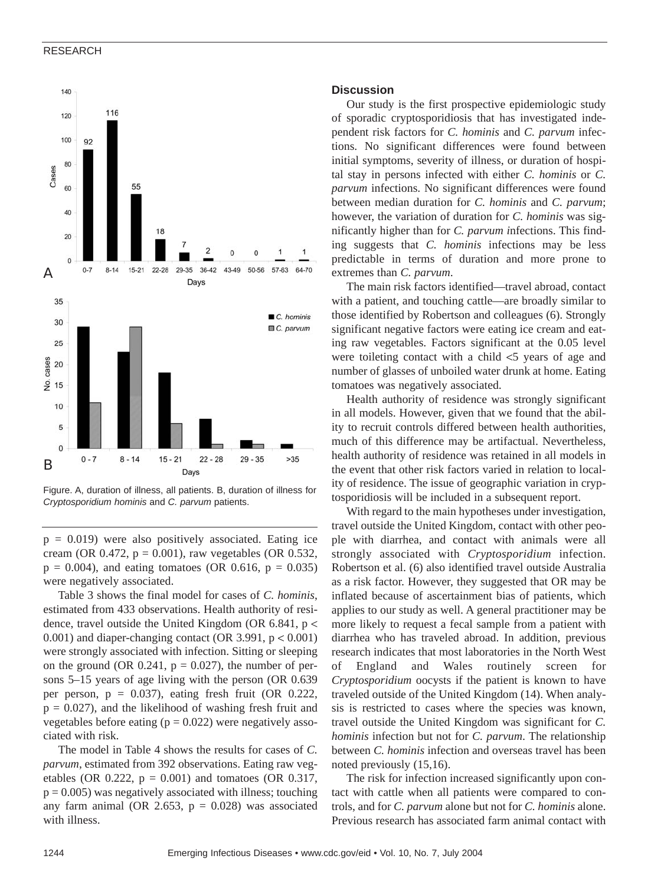Figure. A, duration of illness, all patients. B, duration of illness for *Cryptosporidium hominis* and *C. parvum* patients.

p = 0.019) were also positively associated. Eating ice cream (OR 0.472, p = 0.001), raw vegetables (OR 0.532, p = 0.004), and eating tomatoes (OR 0.616, p = 0.035) were negatively associated.

Table 3 shows the final model for cases of *C. hominis*, estimated from 433 observations. Health authority of residence, travel outside the United Kingdom (OR 6.841, p < 0.001) and diaper-changing contact (OR 3.991, p < 0.001) were strongly associated with infection. Sitting or sleeping on the ground (OR 0.241, p = 0.027), the number of persons 5–15 years of age living with the person (OR 0.639 per person, p = 0.037), eating fresh fruit (OR 0.222, p = 0.027), and the likelihood of washing fresh fruit and vegetables before eating (p = 0.022) were negatively associated with risk.

The model in Table 4 shows the results for cases of *C. parvum*, estimated from 392 observations. Eating raw vegetables (OR 0.222, p = 0.001) and tomatoes (OR 0.317, p = 0.005) was negatively associated with illness; touching any farm animal (OR 2.653, p = 0.028) was associated with illness.

## Discussion

Our study is the first prospective epidemiologic study of sporadic cryptosporidiosis that has investigated independent risk factors for *C. hominis* and *C. parvum* infections. No significant differences were found between initial symptoms, severity of illness, or duration of hospital stay in persons infected with either *C. hominis* or *C. parvum* infections. No significant differences were found between median duration for *C. hominis* and *C. parvum*; however, the variation of duration for *C. hominis* was significantly higher than for *C. parvum* infections. This finding suggests that *C. hominis* infections may be less predictable in terms of duration and more prone to extremes than *C. parvum*.

The main risk factors identified—travel abroad, contact with a patient, and touching cattle—are broadly similar to those identified by Robertson and colleagues (6). Strongly significant negative factors were eating ice cream and eating raw vegetables. Factors significant at the 0.05 level were toileting contact with a child <5 years of age and number of glasses of unboiled water drunk at home. Eating tomatoes was negatively associated.

Health authority of residence was strongly significant in all models. However, given that we found that the ability to recruit controls differed between health authorities, much of this difference may be artifactual. Nevertheless, health authority of residence was retained in all models in the event that other risk factors varied in relation to locality of residence. The issue of geographic variation in cryptosporidiosis will be included in a subsequent report.

With regard to the main hypotheses under investigation, travel outside the United Kingdom, contact with other people with diarrhea, and contact with animals were all strongly associated with *Cryptosporidium* infection. Robertson et al. (6) also identified travel outside Australia as a risk factor. However, they suggested that OR may be inflated because of ascertainment bias of patients, which applies to our study as well. A general practitioner may be more likely to request a fecal sample from a patient with diarrhea who has traveled abroad. In addition, previous research indicates that most laboratories in the North West of England and Wales routinely screen for *Cryptosporidium* oocysts if the patient is known to have traveled outside of the United Kingdom (14). When analysis is restricted to cases where the species was known, travel outside the United Kingdom was significant for *C. hominis* infection but not for *C. parvum*. The relationship between *C. hominis* infection and overseas travel has been noted previously (15,16).

The risk for infection increased significantly upon contact with cattle when all patients were compared to controls, and for *C. parvum* alone but not for *C. hominis* alone. Previous research has associated farm animal contact with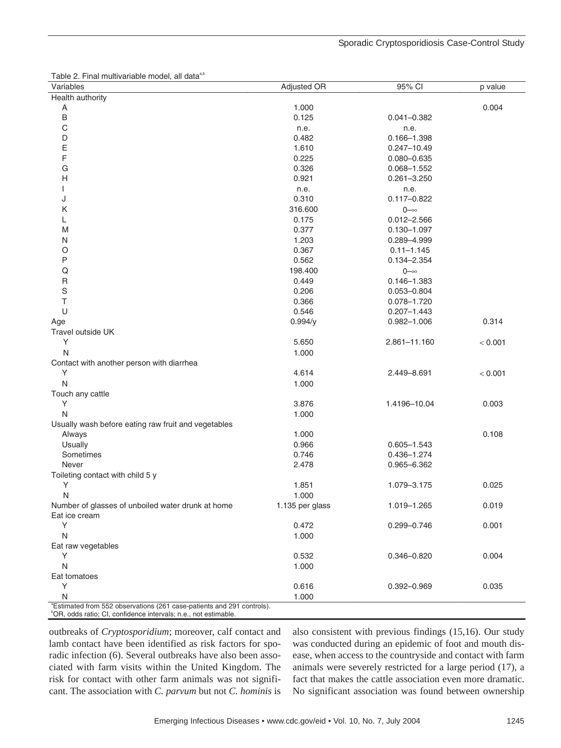Table 2. Final multivariable model, all data[a,b]

| Variables | Adjusted OR | 95% CI | p value |
|---|---|---|---|
| Health authority | | | |
| A | 1.000 | | 0.004 |
| B | 0.125 | 0.041–0.382 | |
| C | n.e. | n.e. | |
| D | 0.482 | 0.166–1.398 | |
| E | 1.610 | 0.247–10.49 | |
| F | 0.225 | 0.080–0.635 | |
| G | 0.326 | 0.068–1.552 | |
| H | 0.921 | 0.261–3.250 | |
| I | n.e. | n.e. | |
| J | 0.310 | 0.117–0.822 | |
| K | 316.600 | 0–∞ | |
| L | 0.175 | 0.012–2.566 | |
| M | 0.377 | 0.130–1.097 | |
| N | 1.203 | 0.289–4.999 | |
| O | 0.367 | 0.11–1.145 | |
| P | 0.562 | 0.134–2.354 | |
| Q | 198.400 | 0–∞ | |
| R | 0.449 | 0.146–1.383 | |
| S | 0.206 | 0.053–0.804 | |
| T | 0.366 | 0.078–1.720 | |
| U | 0.546 | 0.207–1.443 | |
| Age | 0.994/y | 0.982–1.006 | 0.314 |
| Travel outside UK | | | |
| Y | 5.650 | 2.861–11.160 | < 0.001 |
| N | 1.000 | | |
| Contact with another person with diarrhea | | | |
| Y | 4.614 | 2.449–8.691 | < 0.001 |
| N | 1.000 | | |
| Touch any cattle | | | |
| Y | 3.876 | 1.4196–10.04 | 0.003 |
| N | 1.000 | | |
| Usually wash before eating raw fruit and vegetables | | | |
| Always | 1.000 | | 0.108 |
| Usually | 0.966 | 0.605–1.543 | |
| Sometimes | 0.746 | 0.436–1.274 | |
| Never | 2.478 | 0.965–6.362 | |
| Toileting contact with child 5 y | | | |
| Y | 1.851 | 1.079–3.175 | 0.025 |
| N | 1.000 | | |
| Number of glasses of unboiled water drunk at home | 1.135 per glass | 1.019–1.265 | 0.019 |
| Eat ice cream | | | |
| Y | 0.472 | 0.299–0.746 | 0.001 |
| N | 1.000 | | |
| Eat raw vegetables | | | |
| Y | 0.532 | 0.346–0.820 | 0.004 |
| N | 1.000 | | |
| Eat tomatoes | | | |
| Y | 0.616 | 0.392–0.969 | 0.035 |
| N | 1.000 | | |

[a]Estimated from 552 observations (261 case-patients and 291 controls).
[b]OR, odds ratio; CI, confidence intervals; n.e., not estimable.

outbreaks of *Cryptosporidium*; moreover, calf contact and lamb contact have been identified as risk factors for sporadic infection (6). Several outbreaks have also been associated with farm visits within the United Kingdom. The risk for contact with other farm animals was not significant. The association with *C. parvum* but not *C. hominis* is also consistent with previous findings (15,16). Our study was conducted during an epidemic of foot and mouth disease, when access to the countryside and contact with farm animals were severely restricted for a large period (17), a fact that makes the cattle association even more dramatic. No significant association was found between ownership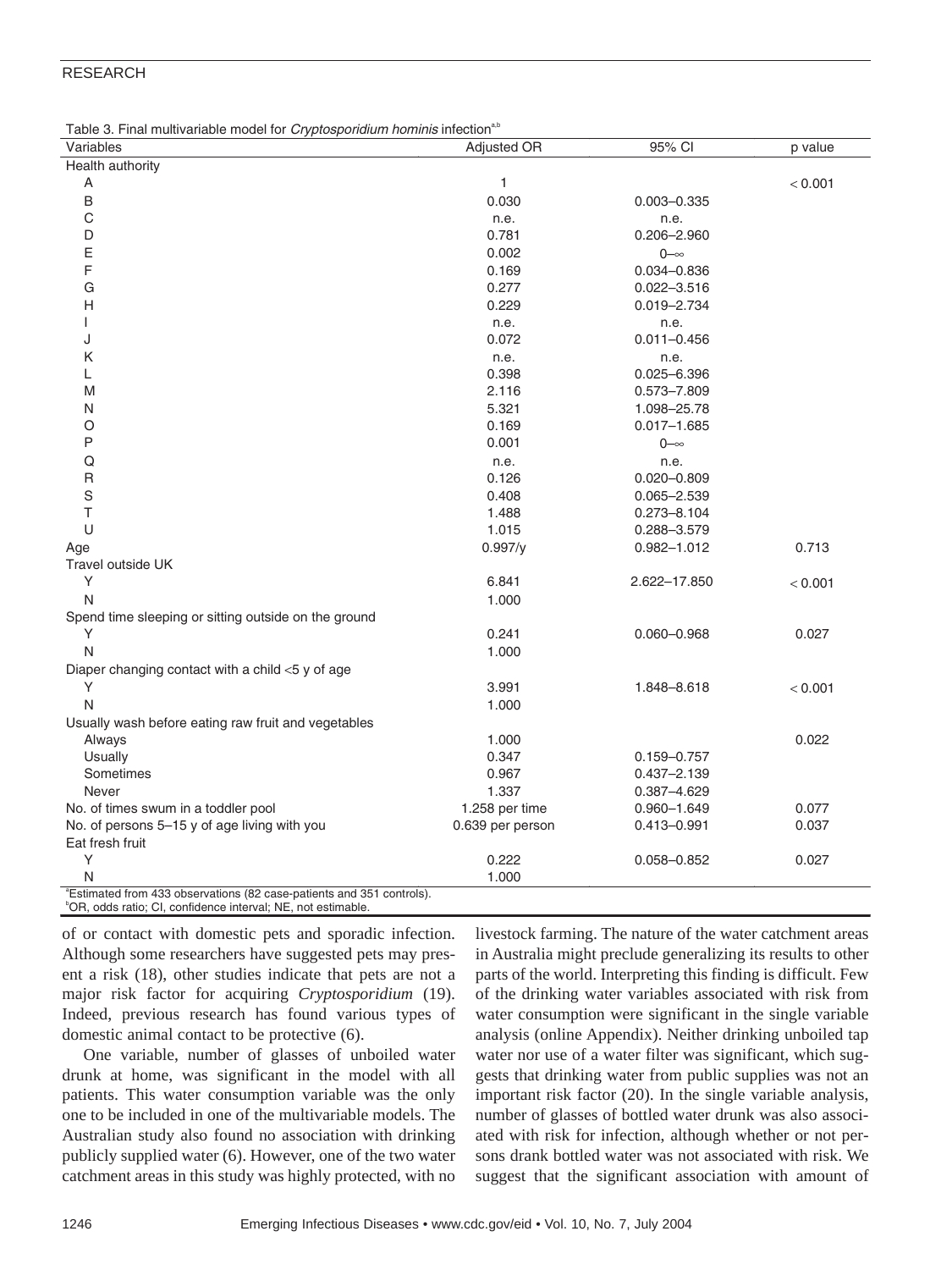Table 3. Final multivariable model for *Cryptosporidium hominis* infection[a,b]

| Variables | Adjusted OR | 95% CI | p value |
|---|---|---|---|
| Health authority | | | |
| A | 1 | | < 0.001 |
| B | 0.030 | 0.003–0.335 | |
| C | n.e. | n.e. | |
| D | 0.781 | 0.206–2.960 | |
| E | 0.002 | 0–∞ | |
| F | 0.169 | 0.034–0.836 | |
| G | 0.277 | 0.022–3.516 | |
| H | 0.229 | 0.019–2.734 | |
| I | n.e. | n.e. | |
| J | 0.072 | 0.011–0.456 | |
| K | n.e. | n.e. | |
| L | 0.398 | 0.025–6.396 | |
| M | 2.116 | 0.573–7.809 | |
| N | 5.321 | 1.098–25.78 | |
| O | 0.169 | 0.017–1.685 | |
| P | 0.001 | 0–∞ | |
| Q | n.e. | n.e. | |
| R | 0.126 | 0.020–0.809 | |
| S | 0.408 | 0.065–2.539 | |
| T | 1.488 | 0.273–8.104 | |
| U | 1.015 | 0.288–3.579 | |
| Age | 0.997/y | 0.982–1.012 | 0.713 |
| Travel outside UK | | | |
| Y | 6.841 | 2.622–17.850 | < 0.001 |
| N | 1.000 | | |
| Spend time sleeping or sitting outside on the ground | | | |
| Y | 0.241 | 0.060–0.968 | 0.027 |
| N | 1.000 | | |
| Diaper changing contact with a child <5 y of age | | | |
| Y | 3.991 | 1.848–8.618 | < 0.001 |
| N | 1.000 | | |
| Usually wash before eating raw fruit and vegetables | | | |
| Always | 1.000 | | 0.022 |
| Usually | 0.347 | 0.159–0.757 | |
| Sometimes | 0.967 | 0.437–2.139 | |
| Never | 1.337 | 0.387–4.629 | |
| No. of times swum in a toddler pool | 1.258 per time | 0.960–1.649 | 0.077 |
| No. of persons 5–15 y of age living with you | 0.639 per person | 0.413–0.991 | 0.037 |
| Eat fresh fruit | | | |
| Y | 0.222 | 0.058–0.852 | 0.027 |
| N | 1.000 | | |

[a]Estimated from 433 observations (82 case-patients and 351 controls).
[b]OR, odds ratio; CI, confidence interval; NE, not estimable.

of or contact with domestic pets and sporadic infection. Although some researchers have suggested pets may present a risk (18), other studies indicate that pets are not a major risk factor for acquiring *Cryptosporidium* (19). Indeed, previous research has found various types of domestic animal contact to be protective (6).

One variable, number of glasses of unboiled water drunk at home, was significant in the model with all patients. This water consumption variable was the only one to be included in one of the multivariable models. The Australian study also found no association with drinking publicly supplied water (6). However, one of the two water catchment areas in this study was highly protected, with no livestock farming. The nature of the water catchment areas in Australia might preclude generalizing its results to other parts of the world. Interpreting this finding is difficult. Few of the drinking water variables associated with risk from water consumption were significant in the single variable analysis (online Appendix). Neither drinking unboiled tap water nor use of a water filter was significant, which suggests that drinking water from public supplies was not an important risk factor (20). In the single variable analysis, number of glasses of bottled water drunk was also associated with risk for infection, although whether or not persons drank bottled water was not associated with risk. We suggest that the significant association with amount of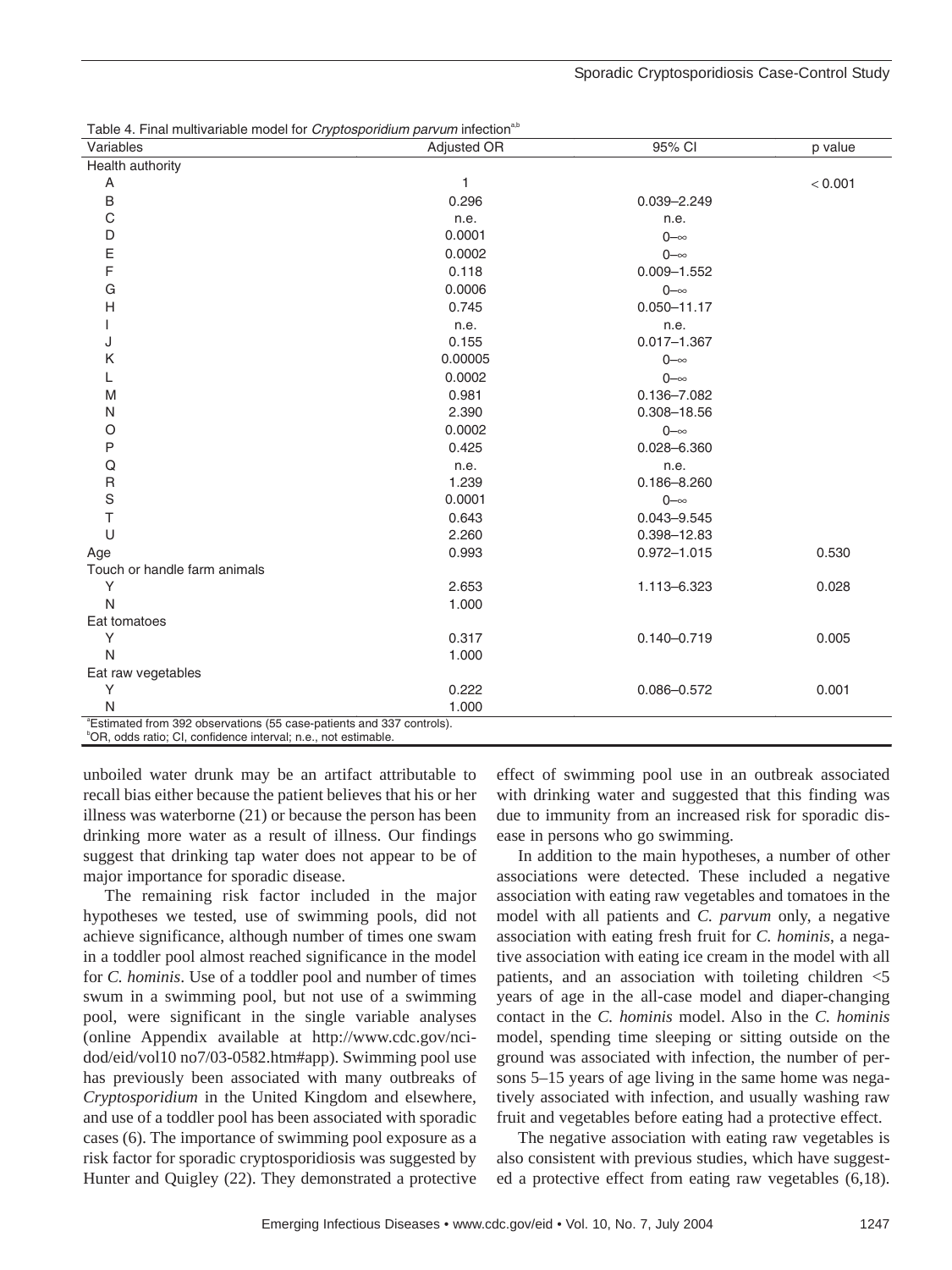Table 4. Final multivariable model for *Cryptosporidium parvum* infection[a,b]

| Variables | Adjusted OR | 95% CI | p value |
|---|---|---|---|
| Health authority | | | |
| A | 1 | | < 0.001 |
| B | 0.296 | 0.039–2.249 | |
| C | n.e. | n.e. | |
| D | 0.0001 | 0–∞ | |
| E | 0.0002 | 0–∞ | |
| F | 0.118 | 0.009–1.552 | |
| G | 0.0006 | 0–∞ | |
| H | 0.745 | 0.050–11.17 | |
| I | n.e. | n.e. | |
| J | 0.155 | 0.017–1.367 | |
| K | 0.00005 | 0–∞ | |
| L | 0.0002 | 0–∞ | |
| M | 0.981 | 0.136–7.082 | |
| N | 2.390 | 0.308–18.56 | |
| O | 0.0002 | 0–∞ | |
| P | 0.425 | 0.028–6.360 | |
| Q | n.e. | n.e. | |
| R | 1.239 | 0.186–8.260 | |
| S | 0.0001 | 0–∞ | |
| T | 0.643 | 0.043–9.545 | |
| U | 2.260 | 0.398–12.83 | |
| Age | 0.993 | 0.972–1.015 | 0.530 |
| Touch or handle farm animals | | | |
| Y | 2.653 | 1.113–6.323 | 0.028 |
| N | 1.000 | | |
| Eat tomatoes | | | |
| Y | 0.317 | 0.140–0.719 | 0.005 |
| N | 1.000 | | |
| Eat raw vegetables | | | |
| Y | 0.222 | 0.086–0.572 | 0.001 |
| N | 1.000 | | |

[a]Estimated from 392 observations (55 case-patients and 337 controls).
[b]OR, odds ratio; CI, confidence interval; n.e., not estimable.

unboiled water drunk may be an artifact attributable to recall bias either because the patient believes that his or her illness was waterborne (21) or because the person has been drinking more water as a result of illness. Our findings suggest that drinking tap water does not appear to be of major importance for sporadic disease.

The remaining risk factor included in the major hypotheses we tested, use of swimming pools, did not achieve significance, although number of times one swam in a toddler pool almost reached significance in the model for *C. hominis*. Use of a toddler pool and number of times swum in a swimming pool, but not use of a swimming pool, were significant in the single variable analyses (online Appendix available at http://www.cdc.gov/ncidod/eid/vol10 no7/03-0582.htm#app). Swimming pool use has previously been associated with many outbreaks of *Cryptosporidium* in the United Kingdom and elsewhere, and use of a toddler pool has been associated with sporadic cases (6). The importance of swimming pool exposure as a risk factor for sporadic cryptosporidiosis was suggested by Hunter and Quigley (22). They demonstrated a protective effect of swimming pool use in an outbreak associated with drinking water and suggested that this finding was due to immunity from an increased risk for sporadic disease in persons who go swimming.

In addition to the main hypotheses, a number of other associations were detected. These included a negative association with eating raw vegetables and tomatoes in the model with all patients and *C. parvum* only, a negative association with eating fresh fruit for *C. hominis*, a negative association with eating ice cream in the model with all patients, and an association with toileting children <5 years of age in the all-case model and diaper-changing contact in the *C. hominis* model. Also in the *C. hominis* model, spending time sleeping or sitting outside on the ground was associated with infection, the number of persons 5–15 years of age living in the same home was negatively associated with infection, and usually washing raw fruit and vegetables before eating had a protective effect.

The negative association with eating raw vegetables is also consistent with previous studies, which have suggested a protective effect from eating raw vegetables (6,18).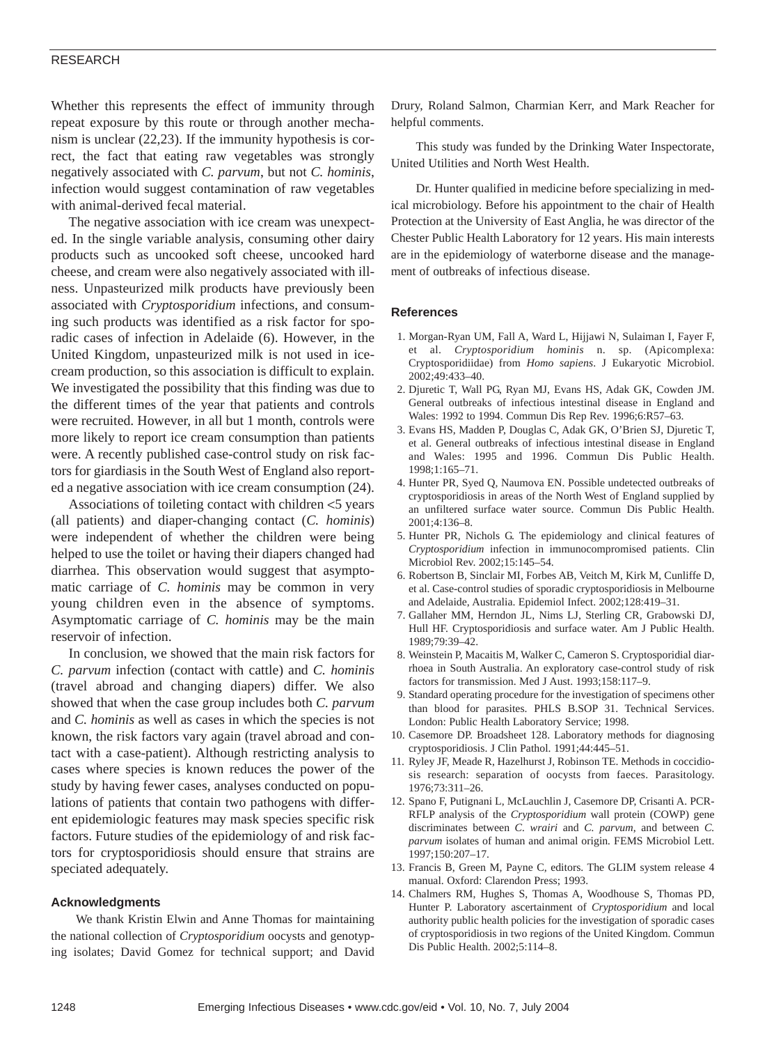Whether this represents the effect of immunity through repeat exposure by this route or through another mechanism is unclear (22,23). If the immunity hypothesis is correct, the fact that eating raw vegetables was strongly negatively associated with *C. parvum*, but not *C. hominis*, infection would suggest contamination of raw vegetables with animal-derived fecal material.

The negative association with ice cream was unexpected. In the single variable analysis, consuming other dairy products such as uncooked soft cheese, uncooked hard cheese, and cream were also negatively associated with illness. Unpasteurized milk products have previously been associated with *Cryptosporidium* infections, and consuming such products was identified as a risk factor for sporadic cases of infection in Adelaide (6). However, in the United Kingdom, unpasteurized milk is not used in ice-cream production, so this association is difficult to explain. We investigated the possibility that this finding was due to the different times of the year that patients and controls were recruited. However, in all but 1 month, controls were more likely to report ice cream consumption than patients were. A recently published case-control study on risk factors for giardiasis in the South West of England also reported a negative association with ice cream consumption (24).

Associations of toileting contact with children <5 years (all patients) and diaper-changing contact (*C. hominis*) were independent of whether the children were being helped to use the toilet or having their diapers changed had diarrhea. This observation would suggest that asymptomatic carriage of *C. hominis* may be common in very young children even in the absence of symptoms. Asymptomatic carriage of *C. hominis* may be the main reservoir of infection.

In conclusion, we showed that the main risk factors for *C. parvum* infection (contact with cattle) and *C. hominis* (travel abroad and changing diapers) differ. We also showed that when the case group includes both *C. parvum* and *C. hominis* as well as cases in which the species is not known, the risk factors vary again (travel abroad and contact with a case-patient). Although restricting analysis to cases where species is known reduces the power of the study by having fewer cases, analyses conducted on populations of patients that contain two pathogens with different epidemiologic features may mask species specific risk factors. Future studies of the epidemiology of and risk factors for cryptosporidiosis should ensure that strains are speciated adequately.

### Acknowledgments

We thank Kristin Elwin and Anne Thomas for maintaining the national collection of *Cryptosporidium* oocysts and genotyping isolates; David Gomez for technical support; and David Drury, Roland Salmon, Charmian Kerr, and Mark Reacher for helpful comments.

This study was funded by the Drinking Water Inspectorate, United Utilities and North West Health.

Dr. Hunter qualified in medicine before specializing in medical microbiology. Before his appointment to the chair of Health Protection at the University of East Anglia, he was director of the Chester Public Health Laboratory for 12 years. His main interests are in the epidemiology of waterborne disease and the management of outbreaks of infectious disease.

### References

1. Morgan-Ryan UM, Fall A, Ward L, Hijjawi N, Sulaiman I, Fayer F, et al. *Cryptosporidium hominis* n. sp. (Apicomplexa: Cryptosporidiidae) from *Homo sapiens*. J Eukaryotic Microbiol. 2002;49:433–40.
2. Djuretic T, Wall PG, Ryan MJ, Evans HS, Adak GK, Cowden JM. General outbreaks of infectious intestinal disease in England and Wales: 1992 to 1994. Commun Dis Rep Rev. 1996;6:R57–63.
3. Evans HS, Madden P, Douglas C, Adak GK, O'Brien SJ, Djuretic T, et al. General outbreaks of infectious intestinal disease in England and Wales: 1995 and 1996. Commun Dis Public Health. 1998;1:165–71.
4. Hunter PR, Syed Q, Naumova EN. Possible undetected outbreaks of cryptosporidiosis in areas of the North West of England supplied by an unfiltered surface water source. Commun Dis Public Health. 2001;4:136–8.
5. Hunter PR, Nichols G. The epidemiology and clinical features of *Cryptosporidium* infection in immunocompromised patients. Clin Microbiol Rev. 2002;15:145–54.
6. Robertson B, Sinclair MI, Forbes AB, Veitch M, Kirk M, Cunliffe D, et al. Case-control studies of sporadic cryptosporidiosis in Melbourne and Adelaide, Australia. Epidemiol Infect. 2002;128:419–31.
7. Gallaher MM, Herndon JL, Nims LJ, Sterling CR, Grabowski DJ, Hull HF. Cryptosporidiosis and surface water. Am J Public Health. 1989;79:39–42.
8. Weinstein P, Macaitis M, Walker C, Cameron S. Cryptosporidial diarrhoea in South Australia. An exploratory case-control study of risk factors for transmission. Med J Aust. 1993;158:117–9.
9. Standard operating procedure for the investigation of specimens other than blood for parasites. PHLS B.SOP 31. Technical Services. London: Public Health Laboratory Service; 1998.
10. Casemore DP. Broadsheet 128. Laboratory methods for diagnosing cryptosporidiosis. J Clin Pathol. 1991;44:445–51.
11. Ryley JF, Meade R, Hazelhurst J, Robinson TE. Methods in coccidiosis research: separation of oocysts from faeces. Parasitology. 1976;73:311–26.
12. Spano F, Putignani L, McLauchlin J, Casemore DP, Crisanti A. PCR-RFLP analysis of the *Cryptosporidium* wall protein (COWP) gene discriminates between *C. wrairi* and *C. parvum*, and between *C. parvum* isolates of human and animal origin. FEMS Microbiol Lett. 1997;150:207–17.
13. Francis B, Green M, Payne C, editors. The GLIM system release 4 manual. Oxford: Clarendon Press; 1993.
14. Chalmers RM, Hughes S, Thomas A, Woodhouse S, Thomas PD, Hunter P. Laboratory ascertainment of *Cryptosporidium* and local authority public health policies for the investigation of sporadic cases of cryptosporidiosis in two regions of the United Kingdom. Commun Dis Public Health. 2002;5:114–8.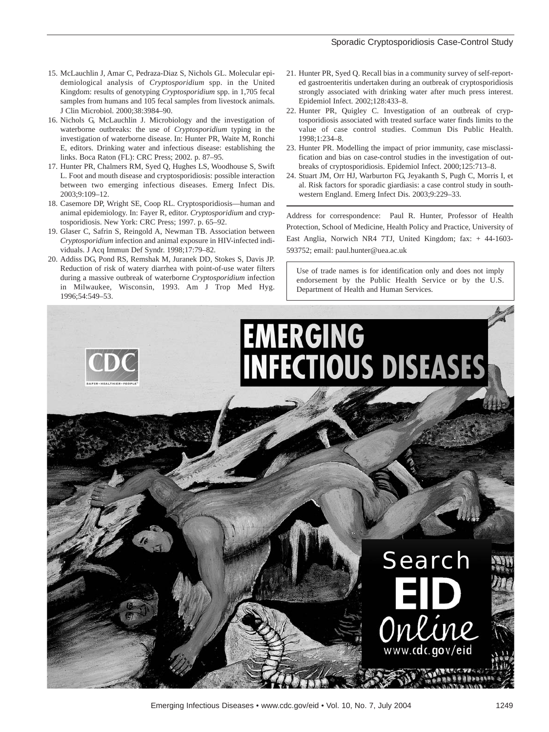15. McLauchlin J, Amar C, Pedraza-Diaz S, Nichols GL. Molecular epidemiological analysis of *Cryptosporidium* spp. in the United Kingdom: results of genotyping *Cryptosporidium* spp. in 1,705 fecal samples from humans and 105 fecal samples from livestock animals. J Clin Microbiol. 2000;38:3984–90.
16. Nichols G, McLauchlin J. Microbiology and the investigation of waterborne outbreaks: the use of *Cryptosporidium* typing in the investigation of waterborne disease. In: Hunter PR, Waite M, Ronchi E, editors. Drinking water and infectious disease: establishing the links. Boca Raton (FL): CRC Press; 2002. p. 87–95.
17. Hunter PR, Chalmers RM, Syed Q, Hughes LS, Woodhouse S, Swift L. Foot and mouth disease and cryptosporidiosis: possible interaction between two emerging infectious diseases. Emerg Infect Dis. 2003;9:109–12.
18. Casemore DP, Wright SE, Coop RL. Cryptosporidiosis—human and animal epidemiology. In: Fayer R, editor. *Cryptosporidium* and cryptosporidiosis. New York: CRC Press; 1997. p. 65–92.
19. Glaser C, Safrin S, Reingold A, Newman TB. Association between *Cryptosporidium* infection and animal exposure in HIV-infected individuals. J Acq Immun Def Syndr. 1998;17:79–82.
20. Addiss DG, Pond RS, Remshak M, Juranek DD, Stokes S, Davis JP. Reduction of risk of watery diarrhea with point-of-use water filters during a massive outbreak of waterborne *Cryptosporidium* infection in Milwaukee, Wisconsin, 1993. Am J Trop Med Hyg. 1996;54:549–53.
21. Hunter PR, Syed Q. Recall bias in a community survey of self-reported gastroenteritis undertaken during an outbreak of cryptosporidiosis strongly associated with drinking water after much press interest. Epidemiol Infect. 2002;128:433–8.
22. Hunter PR, Quigley C. Investigation of an outbreak of cryptosporidiosis associated with treated surface water finds limits to the value of case control studies. Commun Dis Public Health. 1998;1:234–8.
23. Hunter PR. Modelling the impact of prior immunity, case misclassification and bias on case-control studies in the investigation of outbreaks of cryptosporidiosis. Epidemiol Infect. 2000;125:713–8.
24. Stuart JM, Orr HJ, Warburton FG, Jeyakanth S, Pugh C, Morris I, et al. Risk factors for sporadic giardiasis: a case control study in southwestern England. Emerg Infect Dis. 2003;9:229–33.

Address for correspondence: Paul R. Hunter, Professor of Health Protection, School of Medicine, Health Policy and Practice, University of East Anglia, Norwich NR4 7TJ, United Kingdom; fax: + 44-1603-593752; email: paul.hunter@uea.ac.uk

Use of trade names is for identification only and does not imply endorsement by the Public Health Service or by the U.S. Department of Health and Human Services.